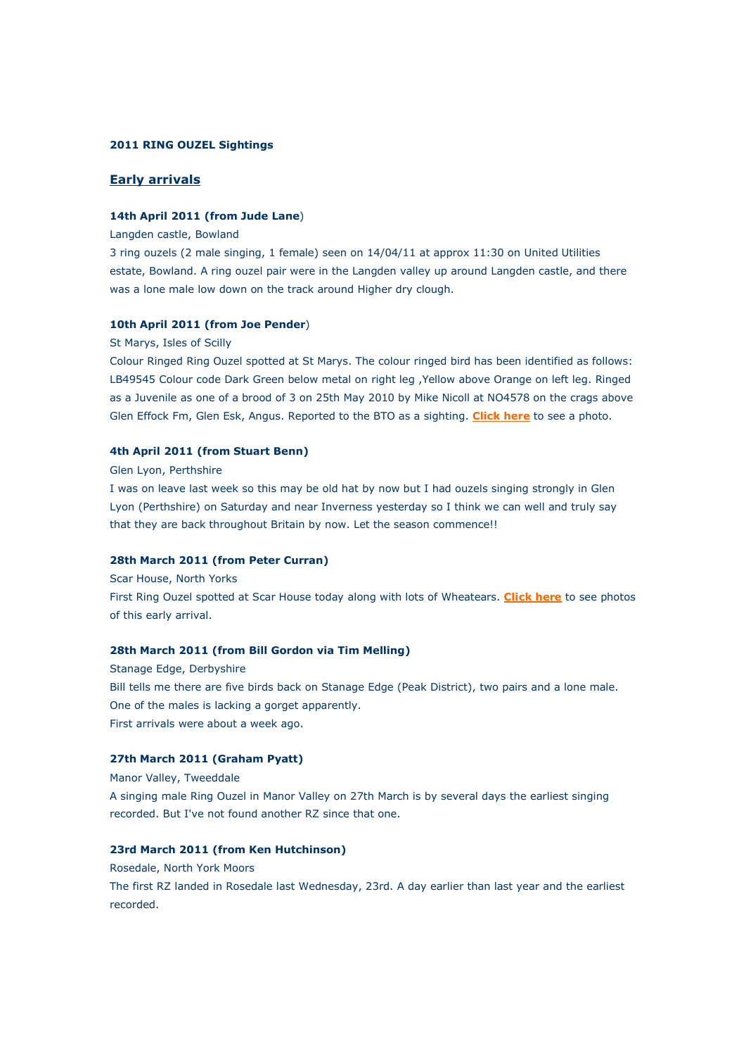**2011 RING OUZEL Sightings**

## Early arrivals

**14th April 2011 (from Jude Lane)**

Langden castle, Bowland

3 ring ouzels (2 male singing, 1 female) seen on 14/04/11 at approx 11:30 on United Utilities estate, Bowland. A ring ouzel pair were in the Langden valley up around Langden castle, and there was a lone male low down on the track around Higher dry clough.

**10th April 2011 (from Joe Pender)**

St Marys, Isles of Scilly

Colour Ringed Ring Ouzel spotted at St Marys. The colour ringed bird has been identified as follows: LB49545 Colour code Dark Green below metal on right leg ,Yellow above Orange on left leg. Ringed as a Juvenile as one of a brood of 3 on 25th May 2010 by Mike Nicoll at NO4578 on the crags above Glen Effock Fm, Glen Esk, Angus. Reported to the BTO as a sighting. **Click here** to see a photo.

**4th April 2011 (from Stuart Benn)**

Glen Lyon, Perthshire

I was on leave last week so this may be old hat by now but I had ouzels singing strongly in Glen Lyon (Perthshire) on Saturday and near Inverness yesterday so I think we can well and truly say that they are back throughout Britain by now. Let the season commence!!

**28th March 2011 (from Peter Curran)**

Scar House, North Yorks

First Ring Ouzel spotted at Scar House today along with lots of Wheatears. **Click here** to see photos of this early arrival.

**28th March 2011 (from Bill Gordon via Tim Melling)**

Stanage Edge, Derbyshire

Bill tells me there are five birds back on Stanage Edge (Peak District), two pairs and a lone male. One of the males is lacking a gorget apparently.

First arrivals were about a week ago.

**27th March 2011 (Graham Pyatt)**

Manor Valley, Tweeddale

A singing male Ring Ouzel in Manor Valley on 27th March is by several days the earliest singing recorded. But I've not found another RZ since that one.

**23rd March 2011 (from Ken Hutchinson)**

Rosedale, North York Moors

The first RZ landed in Rosedale last Wednesday, 23rd. A day earlier than last year and the earliest recorded.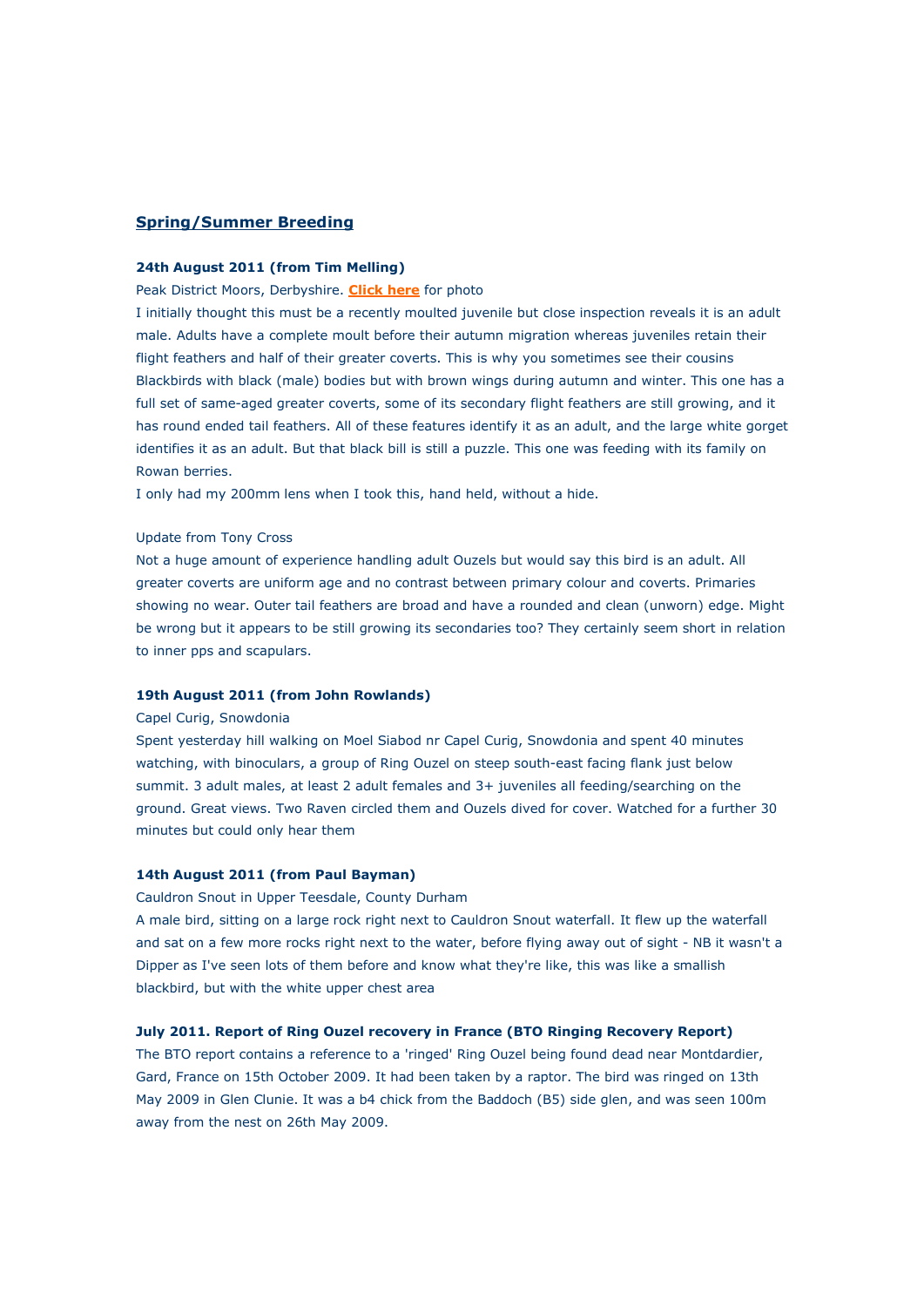## Spring/Summer Breeding

**24th August 2011 (from Tim Melling)**

Peak District Moors, Derbyshire. **Click here** for photo

I initially thought this must be a recently moulted juvenile but close inspection reveals it is an adult male. Adults have a complete moult before their autumn migration whereas juveniles retain their flight feathers and half of their greater coverts. This is why you sometimes see their cousins Blackbirds with black (male) bodies but with brown wings during autumn and winter. This one has a full set of same-aged greater coverts, some of its secondary flight feathers are still growing, and it has round ended tail feathers. All of these features identify it as an adult, and the large white gorget identifies it as an adult. But that black bill is still a puzzle. This one was feeding with its family on Rowan berries.

I only had my 200mm lens when I took this, hand held, without a hide.

Update from Tony Cross

Not a huge amount of experience handling adult Ouzels but would say this bird is an adult. All greater coverts are uniform age and no contrast between primary colour and coverts. Primaries showing no wear. Outer tail feathers are broad and have a rounded and clean (unworn) edge. Might be wrong but it appears to be still growing its secondaries too? They certainly seem short in relation to inner pps and scapulars.

**19th August 2011 (from John Rowlands)**

Capel Curig, Snowdonia

Spent yesterday hill walking on Moel Siabod nr Capel Curig, Snowdonia and spent 40 minutes watching, with binoculars, a group of Ring Ouzel on steep south-east facing flank just below summit. 3 adult males, at least 2 adult females and 3+ juveniles all feeding/searching on the ground. Great views. Two Raven circled them and Ouzels dived for cover. Watched for a further 30 minutes but could only hear them

**14th August 2011 (from Paul Bayman)**

Cauldron Snout in Upper Teesdale, County Durham

A male bird, sitting on a large rock right next to Cauldron Snout waterfall. It flew up the waterfall and sat on a few more rocks right next to the water, before flying away out of sight - NB it wasn't a Dipper as I've seen lots of them before and know what they're like, this was like a smallish blackbird, but with the white upper chest area

**July 2011. Report of Ring Ouzel recovery in France (BTO Ringing Recovery Report)**

The BTO report contains a reference to a 'ringed' Ring Ouzel being found dead near Montdardier, Gard, France on 15th October 2009. It had been taken by a raptor. The bird was ringed on 13th May 2009 in Glen Clunie. It was a b4 chick from the Baddoch (B5) side glen, and was seen 100m away from the nest on 26th May 2009.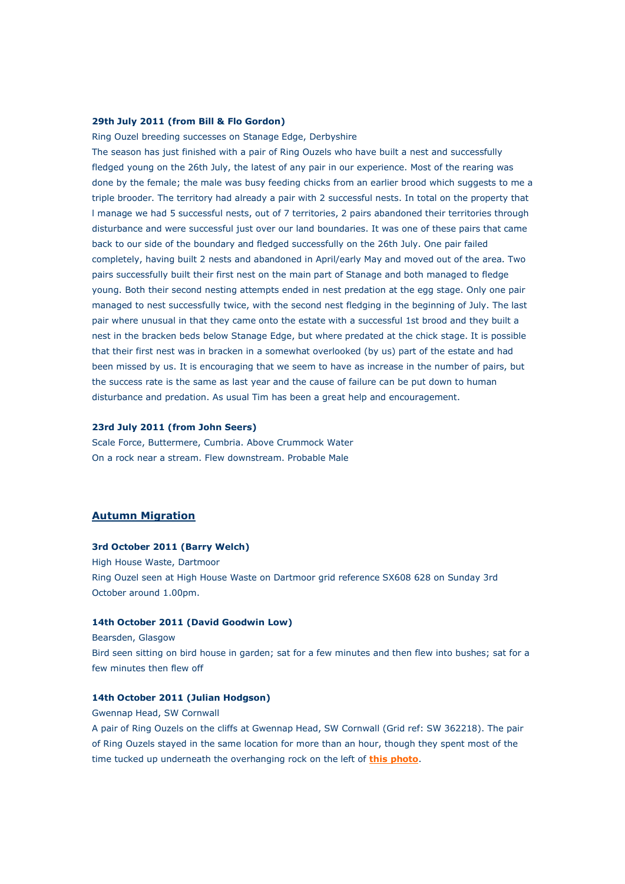**29th July 2011 (from Bill & Flo Gordon)**

Ring Ouzel breeding successes on Stanage Edge, Derbyshire

The season has just finished with a pair of Ring Ouzels who have built a nest and successfully fledged young on the 26th July, the latest of any pair in our experience. Most of the rearing was done by the female; the male was busy feeding chicks from an earlier brood which suggests to me a triple brooder. The territory had already a pair with 2 successful nests. In total on the property that I manage we had 5 successful nests, out of 7 territories, 2 pairs abandoned their territories through disturbance and were successful just over our land boundaries. It was one of these pairs that came back to our side of the boundary and fledged successfully on the 26th July. One pair failed completely, having built 2 nests and abandoned in April/early May and moved out of the area. Two pairs successfully built their first nest on the main part of Stanage and both managed to fledge young. Both their second nesting attempts ended in nest predation at the egg stage. Only one pair managed to nest successfully twice, with the second nest fledging in the beginning of July. The last pair where unusual in that they came onto the estate with a successful 1st brood and they built a nest in the bracken beds below Stanage Edge, but where predated at the chick stage. It is possible that their first nest was in bracken in a somewhat overlooked (by us) part of the estate and had been missed by us. It is encouraging that we seem to have as increase in the number of pairs, but the success rate is the same as last year and the cause of failure can be put down to human disturbance and predation. As usual Tim has been a great help and encouragement.

**23rd July 2011 (from John Seers)**

Scale Force, Buttermere, Cumbria. Above Crummock Water

On a rock near a stream. Flew downstream. Probable Male

## Autumn Migration

**3rd October 2011 (Barry Welch)**

High House Waste, Dartmoor

Ring Ouzel seen at High House Waste on Dartmoor grid reference SX608 628 on Sunday 3rd October around 1.00pm.

**14th October 2011 (David Goodwin Low)**

Bearsden, Glasgow

Bird seen sitting on bird house in garden; sat for a few minutes and then flew into bushes; sat for a few minutes then flew off

**14th October 2011 (Julian Hodgson)**

Gwennap Head, SW Cornwall

A pair of Ring Ouzels on the cliffs at Gwennap Head, SW Cornwall (Grid ref: SW 362218). The pair of Ring Ouzels stayed in the same location for more than an hour, though they spent most of the time tucked up underneath the overhanging rock on the left of **this photo**.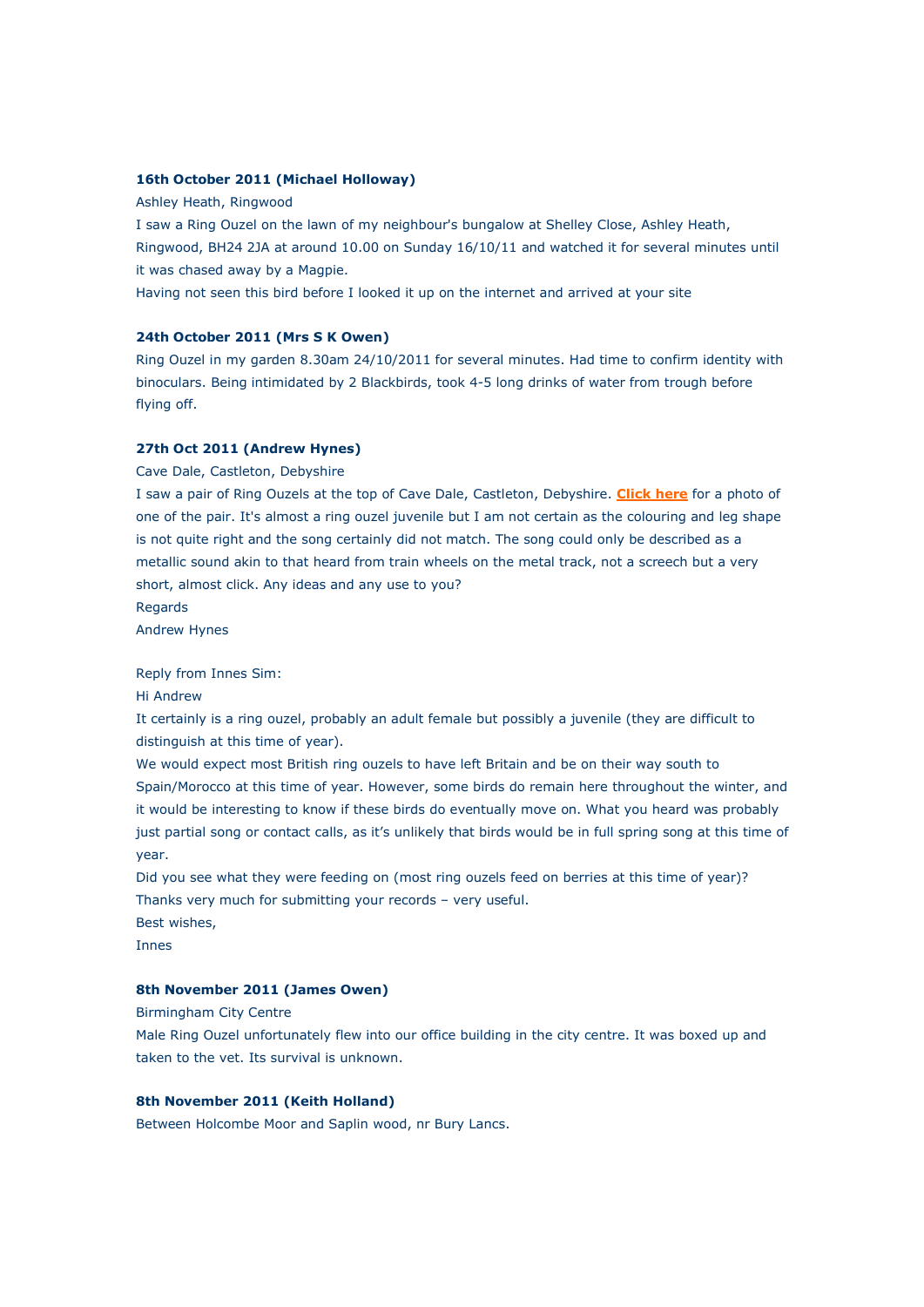**16th October 2011 (Michael Holloway)**

Ashley Heath, Ringwood

I saw a Ring Ouzel on the lawn of my neighbour's bungalow at Shelley Close, Ashley Heath, Ringwood, BH24 2JA at around 10.00 on Sunday 16/10/11 and watched it for several minutes until it was chased away by a Magpie.

Having not seen this bird before I looked it up on the internet and arrived at your site

**24th October 2011 (Mrs S K Owen)**

Ring Ouzel in my garden 8.30am 24/10/2011 for several minutes. Had time to confirm identity with binoculars. Being intimidated by 2 Blackbirds, took 4-5 long drinks of water from trough before flying off.

**27th Oct 2011 (Andrew Hynes)**

Cave Dale, Castleton, Debyshire

I saw a pair of Ring Ouzels at the top of Cave Dale, Castleton, Debyshire. **Click here** for a photo of one of the pair. It's almost a ring ouzel juvenile but I am not certain as the colouring and leg shape is not quite right and the song certainly did not match. The song could only be described as a metallic sound akin to that heard from train wheels on the metal track, not a screech but a very short, almost click. Any ideas and any use to you?

Regards

Andrew Hynes

Reply from Innes Sim:

Hi Andrew

It certainly is a ring ouzel, probably an adult female but possibly a juvenile (they are difficult to distinguish at this time of year).

We would expect most British ring ouzels to have left Britain and be on their way south to Spain/Morocco at this time of year. However, some birds do remain here throughout the winter, and it would be interesting to know if these birds do eventually move on. What you heard was probably just partial song or contact calls, as it's unlikely that birds would be in full spring song at this time of year.

Did you see what they were feeding on (most ring ouzels feed on berries at this time of year)?

Thanks very much for submitting your records – very useful.

Best wishes,

Innes

**8th November 2011 (James Owen)**

Birmingham City Centre

Male Ring Ouzel unfortunately flew into our office building in the city centre. It was boxed up and taken to the vet. Its survival is unknown.

**8th November 2011 (Keith Holland)**

Between Holcombe Moor and Saplin wood, nr Bury Lancs.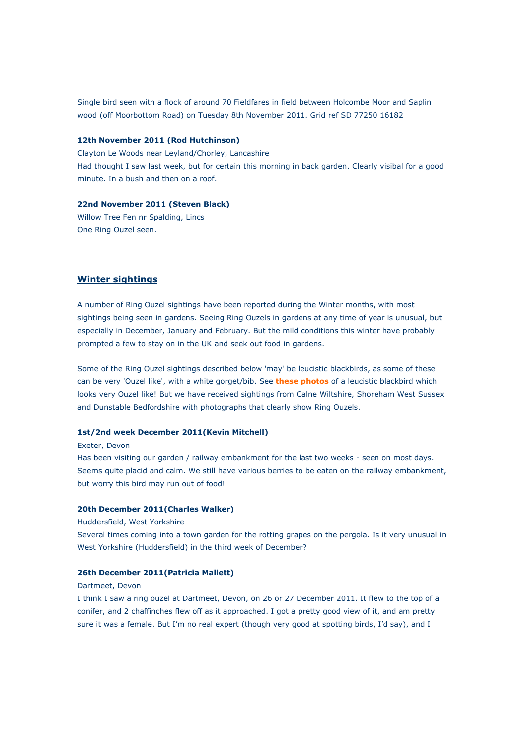Single bird seen with a flock of around 70 Fieldfares in field between Holcombe Moor and Saplin wood (off Moorbottom Road) on Tuesday 8th November 2011. Grid ref SD 77250 16182

**12th November 2011 (Rod Hutchinson)**

Clayton Le Woods near Leyland/Chorley, Lancashire
Had thought I saw last week, but for certain this morning in back garden. Clearly visibal for a good minute. In a bush and then on a roof.

**22nd November 2011 (Steven Black)**

Willow Tree Fen nr Spalding, Lincs
One Ring Ouzel seen.

## Winter sightings

A number of Ring Ouzel sightings have been reported during the Winter months, with most sightings being seen in gardens. Seeing Ring Ouzels in gardens at any time of year is unusual, but especially in December, January and February. But the mild conditions this winter have probably prompted a few to stay on in the UK and seek out food in gardens.

Some of the Ring Ouzel sightings described below 'may' be leucistic blackbirds, as some of these can be very 'Ouzel like', with a white gorget/bib. See **these photos** of a leucistic blackbird which looks very Ouzel like! But we have received sightings from Calne Wiltshire, Shoreham West Sussex and Dunstable Bedfordshire with photographs that clearly show Ring Ouzels.

**1st/2nd week December 2011(Kevin Mitchell)**

Exeter, Devon
Has been visiting our garden / railway embankment for the last two weeks - seen on most days. Seems quite placid and calm. We still have various berries to be eaten on the railway embankment, but worry this bird may run out of food!

**20th December 2011(Charles Walker)**

Huddersfield, West Yorkshire
Several times coming into a town garden for the rotting grapes on the pergola. Is it very unusual in West Yorkshire (Huddersfield) in the third week of December?

**26th December 2011(Patricia Mallett)**

Dartmeet, Devon
I think I saw a ring ouzel at Dartmeet, Devon, on 26 or 27 December 2011. It flew to the top of a conifer, and 2 chaffinches flew off as it approached. I got a pretty good view of it, and am pretty sure it was a female. But I'm no real expert (though very good at spotting birds, I'd say), and I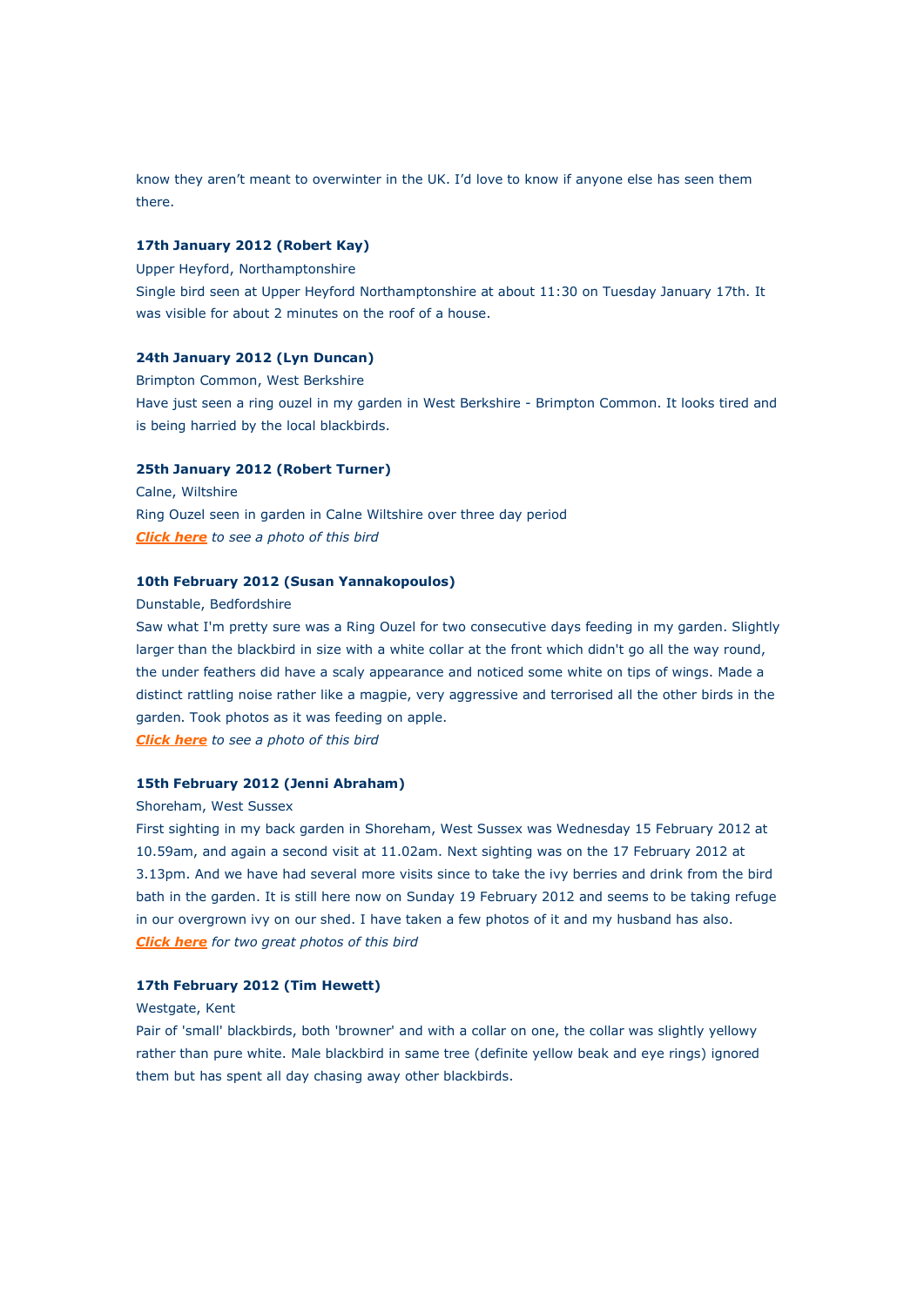know they aren't meant to overwinter in the UK. I'd love to know if anyone else has seen them there.

**17th January 2012 (Robert Kay)**

Upper Heyford, Northamptonshire

Single bird seen at Upper Heyford Northamptonshire at about 11:30 on Tuesday January 17th. It was visible for about 2 minutes on the roof of a house.

**24th January 2012 (Lyn Duncan)**

Brimpton Common, West Berkshire

Have just seen a ring ouzel in my garden in West Berkshire - Brimpton Common. It looks tired and is being harried by the local blackbirds.

**25th January 2012 (Robert Turner)**

Calne, Wiltshire

Ring Ouzel seen in garden in Calne Wiltshire over three day period

***Click here*** *to see a photo of this bird*

**10th February 2012 (Susan Yannakopoulos)**

Dunstable, Bedfordshire

Saw what I'm pretty sure was a Ring Ouzel for two consecutive days feeding in my garden. Slightly larger than the blackbird in size with a white collar at the front which didn't go all the way round, the under feathers did have a scaly appearance and noticed some white on tips of wings. Made a distinct rattling noise rather like a magpie, very aggressive and terrorised all the other birds in the garden. Took photos as it was feeding on apple.

***Click here*** *to see a photo of this bird*

**15th February 2012 (Jenni Abraham)**

Shoreham, West Sussex

First sighting in my back garden in Shoreham, West Sussex was Wednesday 15 February 2012 at 10.59am, and again a second visit at 11.02am. Next sighting was on the 17 February 2012 at 3.13pm. And we have had several more visits since to take the ivy berries and drink from the bird bath in the garden. It is still here now on Sunday 19 February 2012 and seems to be taking refuge in our overgrown ivy on our shed. I have taken a few photos of it and my husband has also.

***Click here*** *for two great photos of this bird*

**17th February 2012 (Tim Hewett)**

Westgate, Kent

Pair of 'small' blackbirds, both 'browner' and with a collar on one, the collar was slightly yellowy rather than pure white. Male blackbird in same tree (definite yellow beak and eye rings) ignored them but has spent all day chasing away other blackbirds.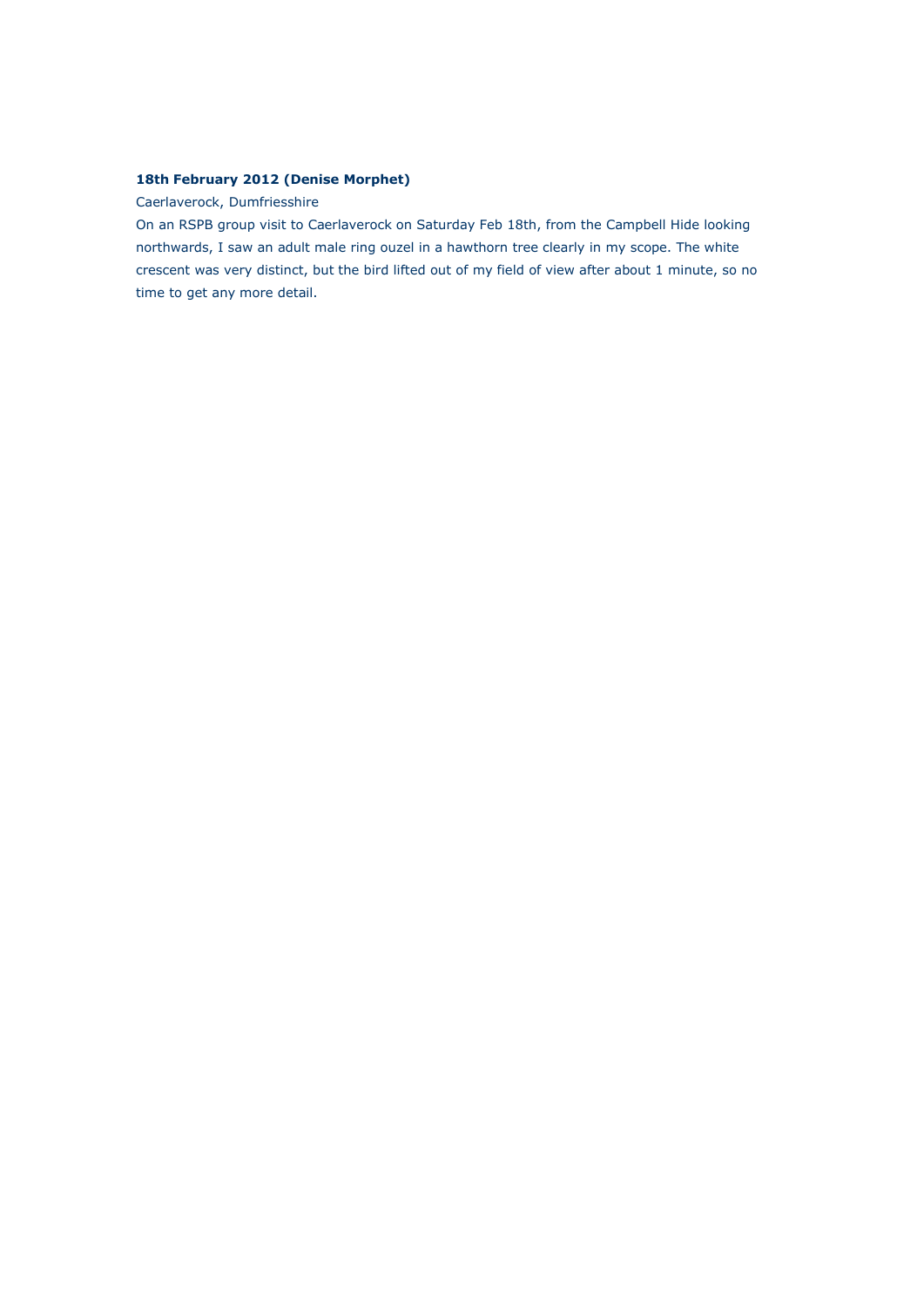**18th February 2012 (Denise Morphet)**

Caerlaverock, Dumfriesshire

On an RSPB group visit to Caerlaverock on Saturday Feb 18th, from the Campbell Hide looking northwards, I saw an adult male ring ouzel in a hawthorn tree clearly in my scope. The white crescent was very distinct, but the bird lifted out of my field of view after about 1 minute, so no time to get any more detail.